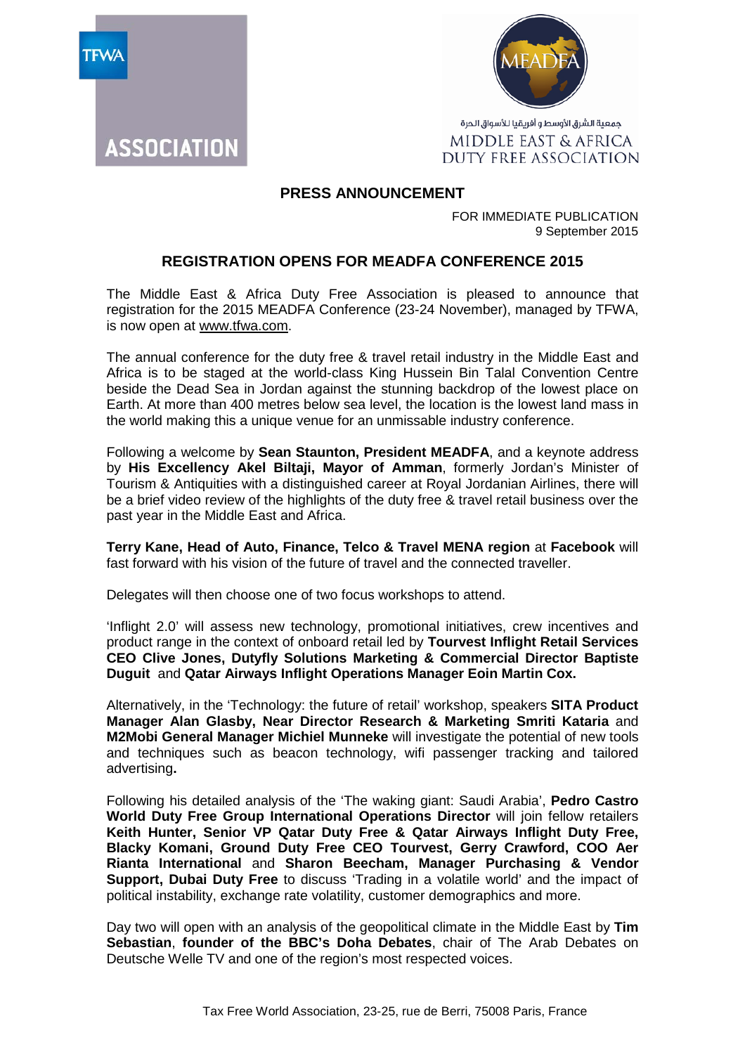TFWA ASSOCIATION

MEADFA

جمعية الشرق الأوسط و أفريقيا للأسواق الحرة

MIDDLE EAST & AFRICA DUTY FREE ASSOCIATION

**PRESS ANNOUNCEMENT**

FOR IMMEDIATE PUBLICATION
9 September 2015

## REGISTRATION OPENS FOR MEADFA CONFERENCE 2015

The Middle East & Africa Duty Free Association is pleased to announce that registration for the 2015 MEADFA Conference (23-24 November), managed by TFWA, is now open at www.tfwa.com.

The annual conference for the duty free & travel retail industry in the Middle East and Africa is to be staged at the world-class King Hussein Bin Talal Convention Centre beside the Dead Sea in Jordan against the stunning backdrop of the lowest place on Earth. At more than 400 metres below sea level, the location is the lowest land mass in the world making this a unique venue for an unmissable industry conference.

Following a welcome by **Sean Staunton, President MEADFA**, and a keynote address by **His Excellency Akel Biltaji, Mayor of Amman**, formerly Jordan's Minister of Tourism & Antiquities with a distinguished career at Royal Jordanian Airlines, there will be a brief video review of the highlights of the duty free & travel retail business over the past year in the Middle East and Africa.

**Terry Kane, Head of Auto, Finance, Telco & Travel MENA region** at **Facebook** will fast forward with his vision of the future of travel and the connected traveller.

Delegates will then choose one of two focus workshops to attend.

'Inflight 2.0' will assess new technology, promotional initiatives, crew incentives and product range in the context of onboard retail led by **Tourvest Inflight Retail Services CEO Clive Jones, Dutyfly Solutions Marketing & Commercial Director Baptiste Duguit** and **Qatar Airways Inflight Operations Manager Eoin Martin Cox.**

Alternatively, in the 'Technology: the future of retail' workshop, speakers **SITA Product Manager Alan Glasby, Near Director Research & Marketing Smriti Kataria** and **M2Mobi General Manager Michiel Munneke** will investigate the potential of new tools and techniques such as beacon technology, wifi passenger tracking and tailored advertising**.**

Following his detailed analysis of the 'The waking giant: Saudi Arabia', **Pedro Castro World Duty Free Group International Operations Director** will join fellow retailers **Keith Hunter, Senior VP Qatar Duty Free & Qatar Airways Inflight Duty Free, Blacky Komani, Ground Duty Free CEO Tourvest, Gerry Crawford, COO Aer Rianta International** and **Sharon Beecham, Manager Purchasing & Vendor Support, Dubai Duty Free** to discuss 'Trading in a volatile world' and the impact of political instability, exchange rate volatility, customer demographics and more.

Day two will open with an analysis of the geopolitical climate in the Middle East by **Tim Sebastian**, **founder of the BBC's Doha Debates**, chair of The Arab Debates on Deutsche Welle TV and one of the region's most respected voices.

Tax Free World Association, 23-25, rue de Berri, 75008 Paris, France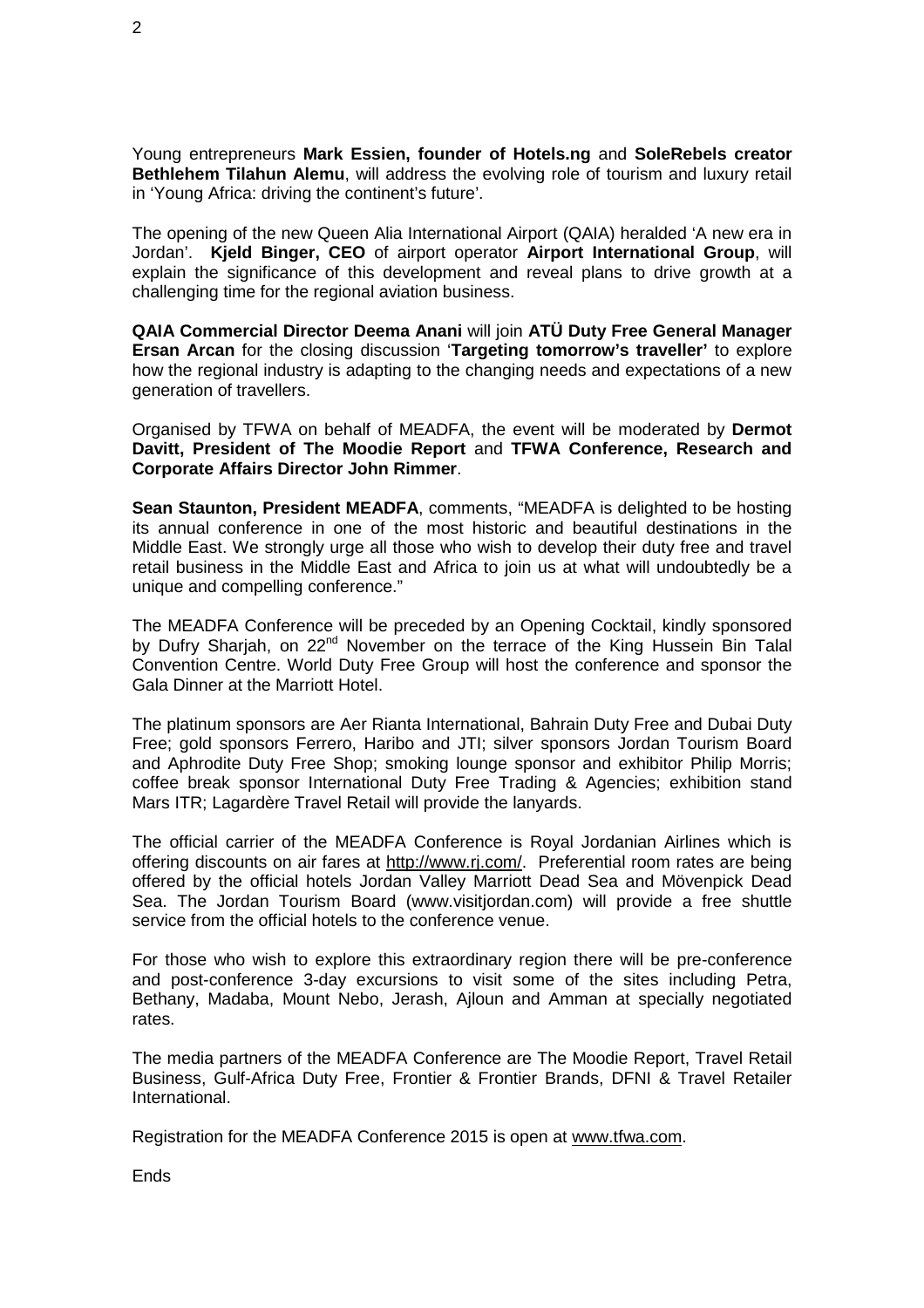Young entrepreneurs **Mark Essien, founder of Hotels.ng** and **SoleRebels creator Bethlehem Tilahun Alemu**, will address the evolving role of tourism and luxury retail in 'Young Africa: driving the continent's future'.

The opening of the new Queen Alia International Airport (QAIA) heralded 'A new era in Jordan'. **Kjeld Binger, CEO** of airport operator **Airport International Group**, will explain the significance of this development and reveal plans to drive growth at a challenging time for the regional aviation business.

**QAIA Commercial Director Deema Anani** will join **ATÜ Duty Free General Manager Ersan Arcan** for the closing discussion '**Targeting tomorrow's traveller'** to explore how the regional industry is adapting to the changing needs and expectations of a new generation of travellers.

Organised by TFWA on behalf of MEADFA, the event will be moderated by **Dermot Davitt, President of The Moodie Report** and **TFWA Conference, Research and Corporate Affairs Director John Rimmer**.

**Sean Staunton, President MEADFA**, comments, "MEADFA is delighted to be hosting its annual conference in one of the most historic and beautiful destinations in the Middle East. We strongly urge all those who wish to develop their duty free and travel retail business in the Middle East and Africa to join us at what will undoubtedly be a unique and compelling conference."

The MEADFA Conference will be preceded by an Opening Cocktail, kindly sponsored by Dufry Sharjah, on 22nd November on the terrace of the King Hussein Bin Talal Convention Centre. World Duty Free Group will host the conference and sponsor the Gala Dinner at the Marriott Hotel.

The platinum sponsors are Aer Rianta International, Bahrain Duty Free and Dubai Duty Free; gold sponsors Ferrero, Haribo and JTI; silver sponsors Jordan Tourism Board and Aphrodite Duty Free Shop; smoking lounge sponsor and exhibitor Philip Morris; coffee break sponsor International Duty Free Trading & Agencies; exhibition stand Mars ITR; Lagardère Travel Retail will provide the lanyards.

The official carrier of the MEADFA Conference is Royal Jordanian Airlines which is offering discounts on air fares at http://www.rj.com/. Preferential room rates are being offered by the official hotels Jordan Valley Marriott Dead Sea and Mövenpick Dead Sea. The Jordan Tourism Board (www.visitjordan.com) will provide a free shuttle service from the official hotels to the conference venue.

For those who wish to explore this extraordinary region there will be pre-conference and post-conference 3-day excursions to visit some of the sites including Petra, Bethany, Madaba, Mount Nebo, Jerash, Ajloun and Amman at specially negotiated rates.

The media partners of the MEADFA Conference are The Moodie Report, Travel Retail Business, Gulf-Africa Duty Free, Frontier & Frontier Brands, DFNI & Travel Retailer International.

Registration for the MEADFA Conference 2015 is open at www.tfwa.com.

Ends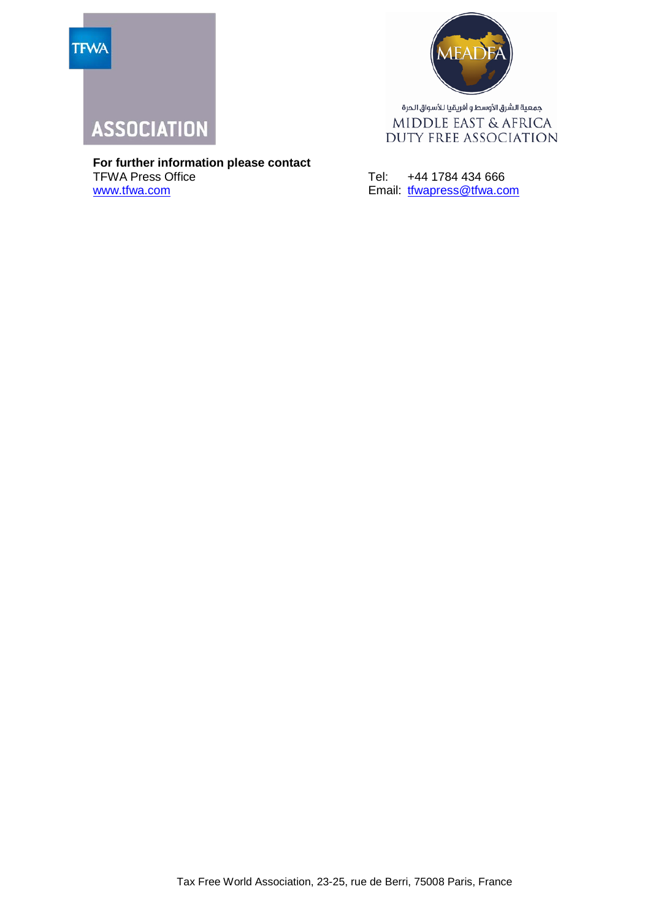**For further information please contact**
TFWA Press Office
www.tfwa.com

Tel: +44 1784 434 666
Email: tfwapress@tfwa.com

Tax Free World Association, 23-25, rue de Berri, 75008 Paris, France